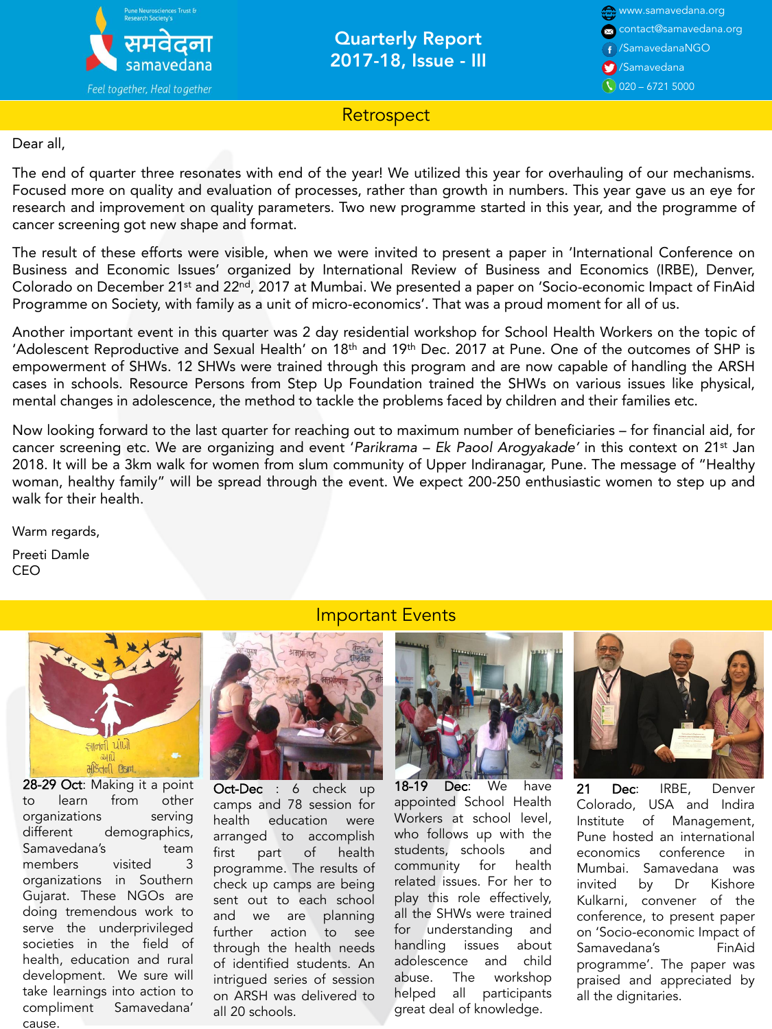Pune Neurosciences Trust & Research Society's

समवेदना samavedana

*Feel together, Heal together*

# Quarterly Report 2017-18, Issue - III

www.samavedana.org
contact@samavedana.org
/SamavedanaNGO
/Samavedana
020 – 6721 5000

## Retrospect

Dear all,

The end of quarter three resonates with end of the year! We utilized this year for overhauling of our mechanisms. Focused more on quality and evaluation of processes, rather than growth in numbers. This year gave us an eye for research and improvement on quality parameters. Two new programme started in this year, and the programme of cancer screening got new shape and format.

The result of these efforts were visible, when we were invited to present a paper in 'International Conference on Business and Economic Issues' organized by International Review of Business and Economics (IRBE), Denver, Colorado on December 21st and 22nd, 2017 at Mumbai. We presented a paper on 'Socio-economic Impact of FinAid Programme on Society, with family as a unit of micro-economics'. That was a proud moment for all of us.

Another important event in this quarter was 2 day residential workshop for School Health Workers on the topic of 'Adolescent Reproductive and Sexual Health' on 18th and 19th Dec. 2017 at Pune. One of the outcomes of SHP is empowerment of SHWs. 12 SHWs were trained through this program and are now capable of handling the ARSH cases in schools. Resource Persons from Step Up Foundation trained the SHWs on various issues like physical, mental changes in adolescence, the method to tackle the problems faced by children and their families etc.

Now looking forward to the last quarter for reaching out to maximum number of beneficiaries – for financial aid, for cancer screening etc. We are organizing and event '*Parikrama – Ek Paool Arogyakade*' in this context on 21st Jan 2018. It will be a 3km walk for women from slum community of Upper Indiranagar, Pune. The message of "Healthy woman, healthy family" will be spread through the event. We expect 200-250 enthusiastic women to step up and walk for their health.

Warm regards,

Preeti Damle
CEO

## Important Events

**28-29 Oct**: Making it a point to learn from other organizations serving different demographics, Samavedana's team members visited 3 organizations in Southern Gujarat. These NGOs are doing tremendous work to serve the underprivileged societies in the field of health, education and rural development. We sure will take learnings into action to compliment Samavedana' cause.

**Oct-Dec** : 6 check up camps and 78 session for health education were arranged to accomplish first part of health programme. The results of check up camps are being sent out to each school and we are planning further action to see through the health needs of identified students. An intrigued series of session on ARSH was delivered to all 20 schools.

**18-19 Dec**: We have appointed School Health Workers at school level, who follows up with the students, schools and community for health related issues. For her to play this role effectively, all the SHWs were trained for understanding and handling issues about adolescence and child abuse. The workshop helped all participants great deal of knowledge.

**21 Dec**: IRBE, Denver Colorado, USA and Indira Institute of Management, Pune hosted an international economics conference in Mumbai. Samavedana was invited by Dr Kishore Kulkarni, convener of the conference, to present paper on 'Socio-economic Impact of Samavedana's FinAid programme'. The paper was praised and appreciated by all the dignitaries.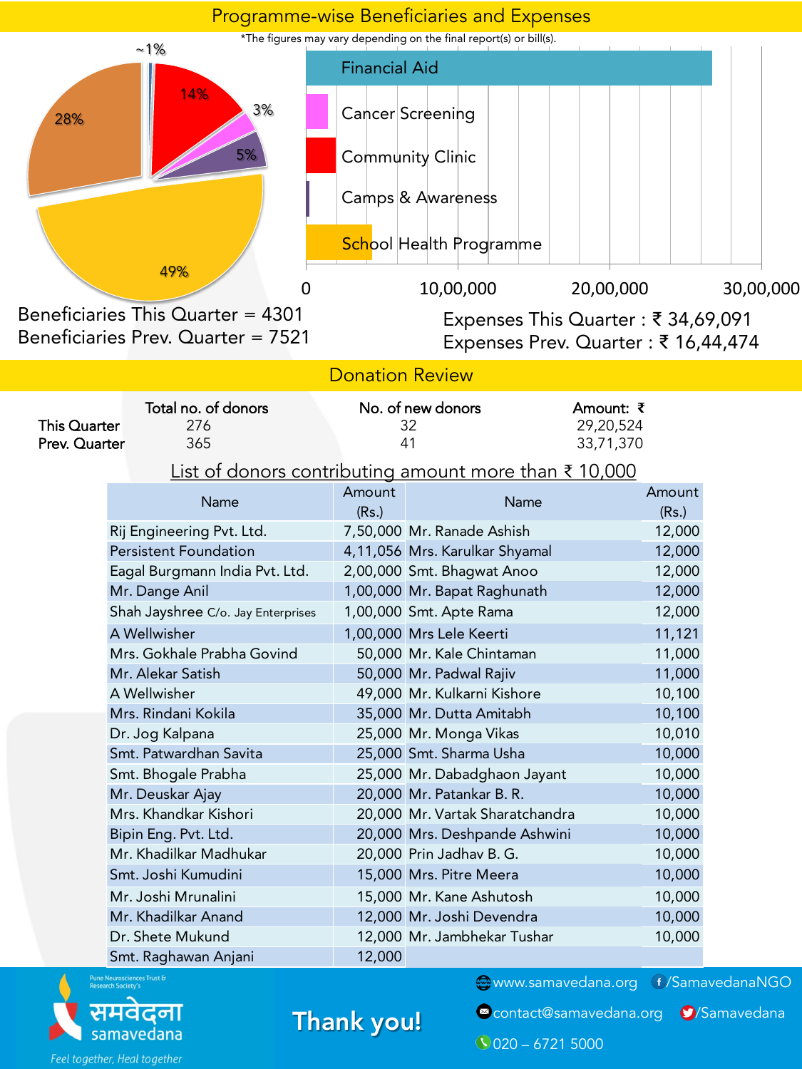## Programme-wise Beneficiaries and Expenses

*The figures may vary depending on the final report(s) or bill(s).

~1%
14%
3%
5%
28%
49%

Financial Aid
Cancer Screening
Community Clinic
Camps & Awareness
School Health Programme

0
10,00,000
20,00,000
30,00,000

Beneficiaries This Quarter = 4301
Beneficiaries Prev. Quarter = 7521

Expenses This Quarter : ₹ 34,69,091
Expenses Prev. Quarter : ₹ 16,44,474

## Donation Review

| | Total no. of donors | No. of new donors | Amount: ₹ |
|---|---|---|---|
| This Quarter | 276 | 32 | 29,20,524 |
| Prev. Quarter | 365 | 41 | 33,71,370 |

### List of donors contributing amount more than ₹ 10,000

| Name | Amount (Rs.) | Name | Amount (Rs.) |
|---|---|---|---|
| Rij Engineering Pvt. Ltd. | 7,50,000 | Mr. Ranade Ashish | 12,000 |
| Persistent Foundation | 4,11,056 | Mrs. Karulkar Shyamal | 12,000 |
| Eagal Burgmann India Pvt. Ltd. | 2,00,000 | Smt. Bhagwat Anoo | 12,000 |
| Mr. Dange Anil | 1,00,000 | Mr. Bapat Raghunath | 12,000 |
| Shah Jayshree C/o. Jay Enterprises | 1,00,000 | Smt. Apte Rama | 12,000 |
| A Wellwisher | 1,00,000 | Mrs Lele Keerti | 11,121 |
| Mrs. Gokhale Prabha Govind | 50,000 | Mr. Kale Chintaman | 11,000 |
| Mr. Alekar Satish | 50,000 | Mr. Padwal Rajiv | 11,000 |
| A Wellwisher | 49,000 | Mr. Kulkarni Kishore | 10,100 |
| Mrs. Rindani Kokila | 35,000 | Mr. Dutta Amitabh | 10,100 |
| Dr. Jog Kalpana | 25,000 | Mr. Monga Vikas | 10,010 |
| Smt. Patwardhan Savita | 25,000 | Smt. Sharma Usha | 10,000 |
| Smt. Bhogale Prabha | 25,000 | Mr. Dabadghaon Jayant | 10,000 |
| Mr. Deuskar Ajay | 20,000 | Mr. Patankar B. R. | 10,000 |
| Mrs. Khandkar Kishori | 20,000 | Mr. Vartak Sharatchandra | 10,000 |
| Bipin Eng. Pvt. Ltd. | 20,000 | Mrs. Deshpande Ashwini | 10,000 |
| Mr. Khadilkar Madhukar | 20,000 | Prin Jadhav B. G. | 10,000 |
| Smt. Joshi Kumudini | 15,000 | Mrs. Pitre Meera | 10,000 |
| Mr. Joshi Mrunalini | 15,000 | Mr. Kane Ashutosh | 10,000 |
| Mr. Khadilkar Anand | 12,000 | Mr. Joshi Devendra | 10,000 |
| Dr. Shete Mukund | 12,000 | Mr. Jambhekar Tushar | 10,000 |
| Smt. Raghawan Anjani | 12,000 | | |

Pune Neurosciences Trust & Research Society's
समवेदना
samavedana
*Feel together, Heal together*

**Thank you!**

www.samavedana.org
/SamavedanaNGO
contact@samavedana.org
/Samavedana
020 – 6721 5000